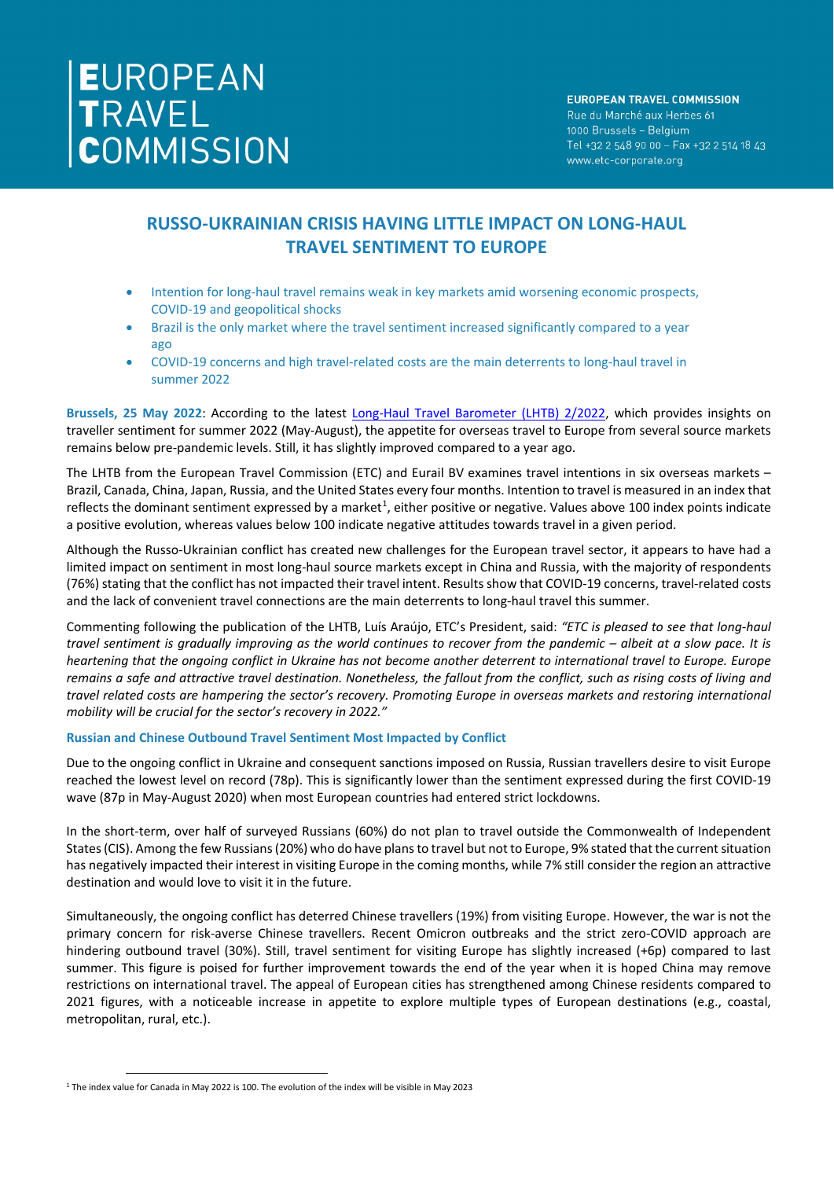# EUROPEAN TRAVEL COMMISSION

**EUROPEAN TRAVEL COMMISSION**
Rue du Marché aux Herbes 61
1000 Brussels – Belgium
Tel +32 2 548 90 00 – Fax +32 2 514 18 43
www.etc-corporate.org

## RUSSO-UKRAINIAN CRISIS HAVING LITTLE IMPACT ON LONG-HAUL TRAVEL SENTIMENT TO EUROPE

- Intention for long-haul travel remains weak in key markets amid worsening economic prospects, COVID-19 and geopolitical shocks
- Brazil is the only market where the travel sentiment increased significantly compared to a year ago
- COVID-19 concerns and high travel-related costs are the main deterrents to long-haul travel in summer 2022

**Brussels, 25 May 2022**: According to the latest Long-Haul Travel Barometer (LHTB) 2/2022, which provides insights on traveller sentiment for summer 2022 (May-August), the appetite for overseas travel to Europe from several source markets remains below pre-pandemic levels. Still, it has slightly improved compared to a year ago.

The LHTB from the European Travel Commission (ETC) and Eurail BV examines travel intentions in six overseas markets – Brazil, Canada, China, Japan, Russia, and the United States every four months. Intention to travel is measured in an index that reflects the dominant sentiment expressed by a market[1], either positive or negative. Values above 100 index points indicate a positive evolution, whereas values below 100 indicate negative attitudes towards travel in a given period.

Although the Russo-Ukrainian conflict has created new challenges for the European travel sector, it appears to have had a limited impact on sentiment in most long-haul source markets except in China and Russia, with the majority of respondents (76%) stating that the conflict has not impacted their travel intent. Results show that COVID-19 concerns, travel-related costs and the lack of convenient travel connections are the main deterrents to long-haul travel this summer.

Commenting following the publication of the LHTB, Luís Araújo, ETC's President, said: *"ETC is pleased to see that long-haul travel sentiment is gradually improving as the world continues to recover from the pandemic – albeit at a slow pace. It is heartening that the ongoing conflict in Ukraine has not become another deterrent to international travel to Europe. Europe remains a safe and attractive travel destination. Nonetheless, the fallout from the conflict, such as rising costs of living and travel related costs are hampering the sector's recovery. Promoting Europe in overseas markets and restoring international mobility will be crucial for the sector's recovery in 2022."*

### Russian and Chinese Outbound Travel Sentiment Most Impacted by Conflict

Due to the ongoing conflict in Ukraine and consequent sanctions imposed on Russia, Russian travellers desire to visit Europe reached the lowest level on record (78p). This is significantly lower than the sentiment expressed during the first COVID-19 wave (87p in May-August 2020) when most European countries had entered strict lockdowns.

In the short-term, over half of surveyed Russians (60%) do not plan to travel outside the Commonwealth of Independent States (CIS). Among the few Russians (20%) who do have plans to travel but not to Europe, 9% stated that the current situation has negatively impacted their interest in visiting Europe in the coming months, while 7% still consider the region an attractive destination and would love to visit it in the future.

Simultaneously, the ongoing conflict has deterred Chinese travellers (19%) from visiting Europe. However, the war is not the primary concern for risk-averse Chinese travellers. Recent Omicron outbreaks and the strict zero-COVID approach are hindering outbound travel (30%). Still, travel sentiment for visiting Europe has slightly increased (+6p) compared to last summer. This figure is poised for further improvement towards the end of the year when it is hoped China may remove restrictions on international travel. The appeal of European cities has strengthened among Chinese residents compared to 2021 figures, with a noticeable increase in appetite to explore multiple types of European destinations (e.g., coastal, metropolitan, rural, etc.).

---

[1] The index value for Canada in May 2022 is 100. The evolution of the index will be visible in May 2023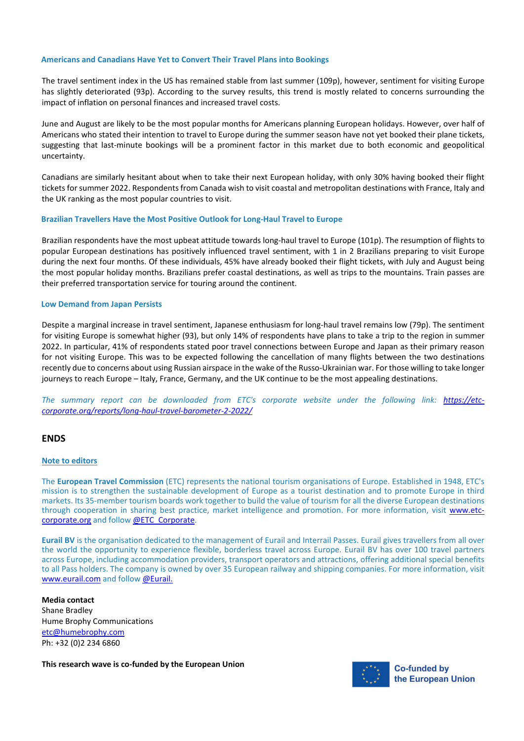### Americans and Canadians Have Yet to Convert Their Travel Plans into Bookings

The travel sentiment index in the US has remained stable from last summer (109p), however, sentiment for visiting Europe has slightly deteriorated (93p). According to the survey results, this trend is mostly related to concerns surrounding the impact of inflation on personal finances and increased travel costs.

June and August are likely to be the most popular months for Americans planning European holidays. However, over half of Americans who stated their intention to travel to Europe during the summer season have not yet booked their plane tickets, suggesting that last-minute bookings will be a prominent factor in this market due to both economic and geopolitical uncertainty.

Canadians are similarly hesitant about when to take their next European holiday, with only 30% having booked their flight tickets for summer 2022. Respondents from Canada wish to visit coastal and metropolitan destinations with France, Italy and the UK ranking as the most popular countries to visit.

### Brazilian Travellers Have the Most Positive Outlook for Long-Haul Travel to Europe

Brazilian respondents have the most upbeat attitude towards long-haul travel to Europe (101p). The resumption of flights to popular European destinations has positively influenced travel sentiment, with 1 in 2 Brazilians preparing to visit Europe during the next four months. Of these individuals, 45% have already booked their flight tickets, with July and August being the most popular holiday months. Brazilians prefer coastal destinations, as well as trips to the mountains. Train passes are their preferred transportation service for touring around the continent.

### Low Demand from Japan Persists

Despite a marginal increase in travel sentiment, Japanese enthusiasm for long-haul travel remains low (79p). The sentiment for visiting Europe is somewhat higher (93), but only 14% of respondents have plans to take a trip to the region in summer 2022. In particular, 41% of respondents stated poor travel connections between Europe and Japan as their primary reason for not visiting Europe. This was to be expected following the cancellation of many flights between the two destinations recently due to concerns about using Russian airspace in the wake of the Russo-Ukrainian war. For those willing to take longer journeys to reach Europe – Italy, France, Germany, and the UK continue to be the most appealing destinations.

*The summary report can be downloaded from ETC's corporate website under the following link: https://etc-corporate.org/reports/long-haul-travel-barometer-2-2022/*

## ENDS

**Note to editors**

The **European Travel Commission** (ETC) represents the national tourism organisations of Europe. Established in 1948, ETC's mission is to strengthen the sustainable development of Europe as a tourist destination and to promote Europe in third markets. Its 35-member tourism boards work together to build the value of tourism for all the diverse European destinations through cooperation in sharing best practice, market intelligence and promotion. For more information, visit www.etc-corporate.org and follow @ETC_Corporate.

**Eurail BV** is the organisation dedicated to the management of Eurail and Interrail Passes. Eurail gives travellers from all over the world the opportunity to experience flexible, borderless travel across Europe. Eurail BV has over 100 travel partners across Europe, including accommodation providers, transport operators and attractions, offering additional special benefits to all Pass holders. The company is owned by over 35 European railway and shipping companies. For more information, visit www.eurail.com and follow @Eurail.

**Media contact**
Shane Bradley
Hume Brophy Communications
etc@humebrophy.com
Ph: +32 (0)2 234 6860

**This research wave is co-funded by the European Union**

Co-funded by the European Union